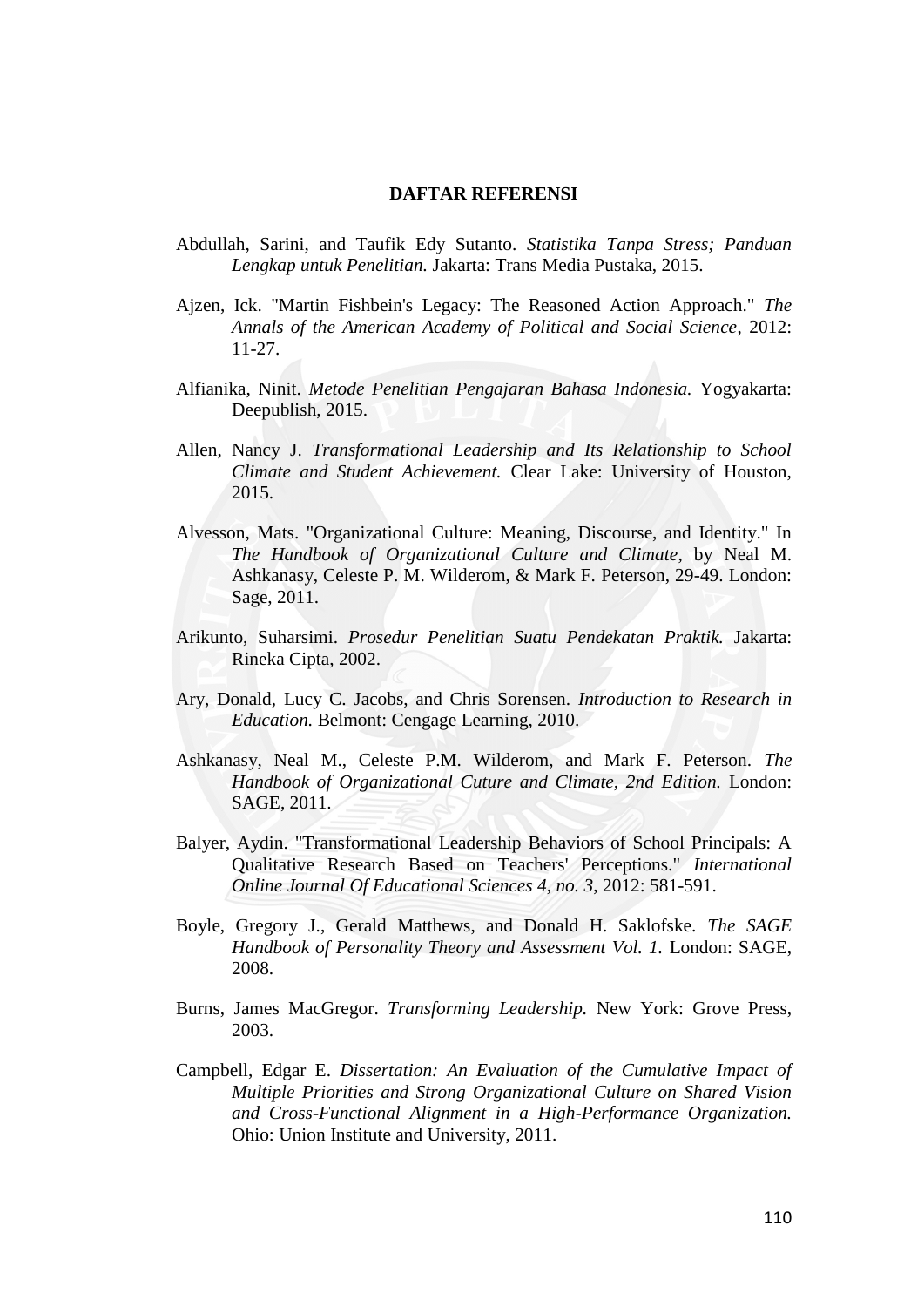# DAFTAR REFERENSI

Abdullah, Sarini, and Taufik Edy Sutanto. *Statistika Tanpa Stress; Panduan Lengkap untuk Penelitian.* Jakarta: Trans Media Pustaka, 2015.

Ajzen, Ick. "Martin Fishbein's Legacy: The Reasoned Action Approach." *The Annals of the American Academy of Political and Social Science*, 2012: 11-27.

Alfianika, Ninit. *Metode Penelitian Pengajaran Bahasa Indonesia.* Yogyakarta: Deepublish, 2015.

Allen, Nancy J. *Transformational Leadership and Its Relationship to School Climate and Student Achievement.* Clear Lake: University of Houston, 2015.

Alvesson, Mats. "Organizational Culture: Meaning, Discourse, and Identity." In *The Handbook of Organizational Culture and Climate*, by Neal M. Ashkanasy, Celeste P. M. Wilderom, & Mark F. Peterson, 29-49. London: Sage, 2011.

Arikunto, Suharsimi. *Prosedur Penelitian Suatu Pendekatan Praktik.* Jakarta: Rineka Cipta, 2002.

Ary, Donald, Lucy C. Jacobs, and Chris Sorensen. *Introduction to Research in Education.* Belmont: Cengage Learning, 2010.

Ashkanasy, Neal M., Celeste P.M. Wilderom, and Mark F. Peterson. *The Handbook of Organizational Cuture and Climate, 2nd Edition.* London: SAGE, 2011.

Balyer, Aydin. "Transformational Leadership Behaviors of School Principals: A Qualitative Research Based on Teachers' Perceptions." *International Online Journal Of Educational Sciences 4, no. 3*, 2012: 581-591.

Boyle, Gregory J., Gerald Matthews, and Donald H. Saklofske. *The SAGE Handbook of Personality Theory and Assessment Vol. 1.* London: SAGE, 2008.

Burns, James MacGregor. *Transforming Leadership.* New York: Grove Press, 2003.

Campbell, Edgar E. *Dissertation: An Evaluation of the Cumulative Impact of Multiple Priorities and Strong Organizational Culture on Shared Vision and Cross-Functional Alignment in a High-Performance Organization.* Ohio: Union Institute and University, 2011.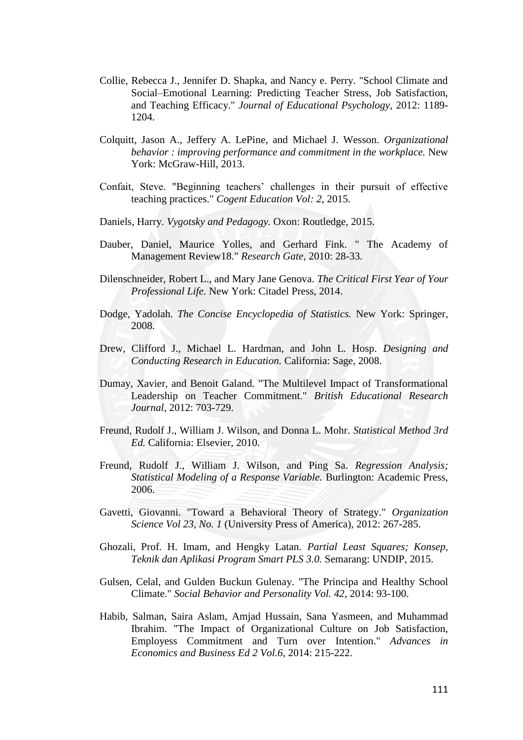Collie, Rebecca J., Jennifer D. Shapka, and Nancy e. Perry. "School Climate and Social–Emotional Learning: Predicting Teacher Stress, Job Satisfaction, and Teaching Efficacy." *Journal of Educational Psychology*, 2012: 1189-1204.

Colquitt, Jason A., Jeffery A. LePine, and Michael J. Wesson. *Organizational behavior : improving performance and commitment in the workplace.* New York: McGraw-Hill, 2013.

Confait, Steve. "Beginning teachers' challenges in their pursuit of effective teaching practices." *Cogent Education Vol: 2*, 2015.

Daniels, Harry. *Vygotsky and Pedagogy.* Oxon: Routledge, 2015.

Dauber, Daniel, Maurice Yolles, and Gerhard Fink. " The Academy of Management Review18." *Research Gate*, 2010: 28-33.

Dilenschneider, Robert L., and Mary Jane Genova. *The Critical First Year of Your Professional Life.* New York: Citadel Press, 2014.

Dodge, Yadolah. *The Concise Encyclopedia of Statistics.* New York: Springer, 2008.

Drew, Clifford J., Michael L. Hardman, and John L. Hosp. *Designing and Conducting Research in Education.* California: Sage, 2008.

Dumay, Xavier, and Benoit Galand. "The Multilevel Impact of Transformational Leadership on Teacher Commitment." *British Educational Research Journal*, 2012: 703-729.

Freund, Rudolf J., William J. Wilson, and Donna L. Mohr. *Statistical Method 3rd Ed.* California: Elsevier, 2010.

Freund, Rudolf J., William J. Wilson, and Ping Sa. *Regression Analysis; Statistical Modeling of a Response Variable.* Burlington: Academic Press, 2006.

Gavetti, Giovanni. "Toward a Behavioral Theory of Strategy." *Organization Science Vol 23, No. 1* (University Press of America), 2012: 267-285.

Ghozali, Prof. H. Imam, and Hengky Latan. *Partial Least Squares; Konsep, Teknik dan Aplikasi Program Smart PLS 3.0.* Semarang: UNDIP, 2015.

Gulsen, Celal, and Gulden Buckun Gulenay. "The Principa and Healthy School Climate." *Social Behavior and Personality Vol. 42*, 2014: 93-100.

Habib, Salman, Saira Aslam, Amjad Hussain, Sana Yasmeen, and Muhammad Ibrahim. "The Impact of Organizational Culture on Job Satisfaction, Employess Commitment and Turn over Intention." *Advances in Economics and Business Ed 2 Vol.6*, 2014: 215-222.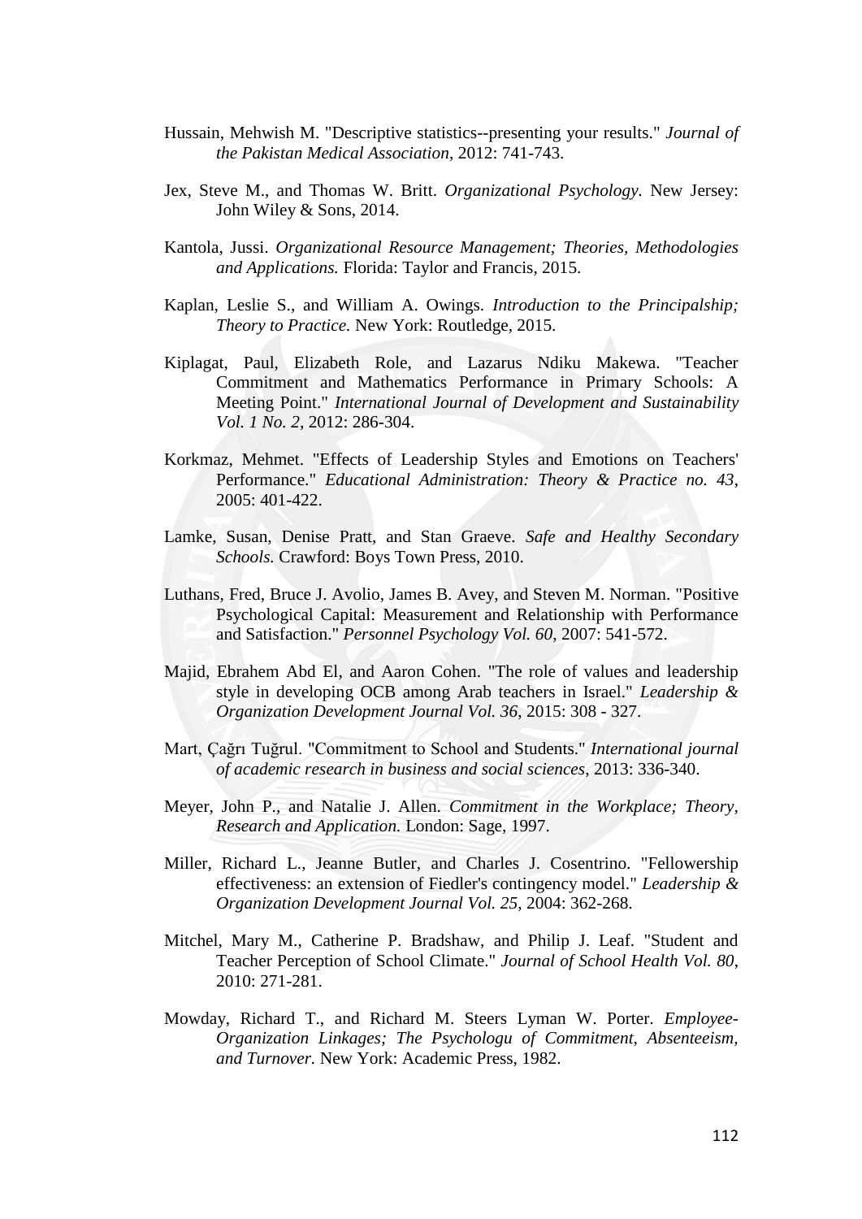Hussain, Mehwish M. "Descriptive statistics--presenting your results." *Journal of the Pakistan Medical Association*, 2012: 741-743.

Jex, Steve M., and Thomas W. Britt. *Organizational Psychology*. New Jersey: John Wiley & Sons, 2014.

Kantola, Jussi. *Organizational Resource Management; Theories, Methodologies and Applications.* Florida: Taylor and Francis, 2015.

Kaplan, Leslie S., and William A. Owings. *Introduction to the Principalship; Theory to Practice.* New York: Routledge, 2015.

Kiplagat, Paul, Elizabeth Role, and Lazarus Ndiku Makewa. "Teacher Commitment and Mathematics Performance in Primary Schools: A Meeting Point." *International Journal of Development and Sustainability Vol. 1 No. 2*, 2012: 286-304.

Korkmaz, Mehmet. "Effects of Leadership Styles and Emotions on Teachers' Performance." *Educational Administration: Theory & Practice no. 43*, 2005: 401-422.

Lamke, Susan, Denise Pratt, and Stan Graeve. *Safe and Healthy Secondary Schools.* Crawford: Boys Town Press, 2010.

Luthans, Fred, Bruce J. Avolio, James B. Avey, and Steven M. Norman. "Positive Psychological Capital: Measurement and Relationship with Performance and Satisfaction." *Personnel Psychology Vol. 60*, 2007: 541-572.

Majid, Ebrahem Abd El, and Aaron Cohen. "The role of values and leadership style in developing OCB among Arab teachers in Israel." *Leadership & Organization Development Journal Vol. 36*, 2015: 308 - 327.

Mart, Çağrı Tuğrul. "Commitment to School and Students." *International journal of academic research in business and social sciences*, 2013: 336-340.

Meyer, John P., and Natalie J. Allen. *Commitment in the Workplace; Theory, Research and Application.* London: Sage, 1997.

Miller, Richard L., Jeanne Butler, and Charles J. Cosentrino. "Fellowership effectiveness: an extension of Fiedler's contingency model." *Leadership & Organization Development Journal Vol. 25*, 2004: 362-268.

Mitchel, Mary M., Catherine P. Bradshaw, and Philip J. Leaf. "Student and Teacher Perception of School Climate." *Journal of School Health Vol. 80*, 2010: 271-281.

Mowday, Richard T., and Richard M. Steers Lyman W. Porter. *Employee-Organization Linkages; The Psychologu of Commitment, Absenteeism, and Turnover.* New York: Academic Press, 1982.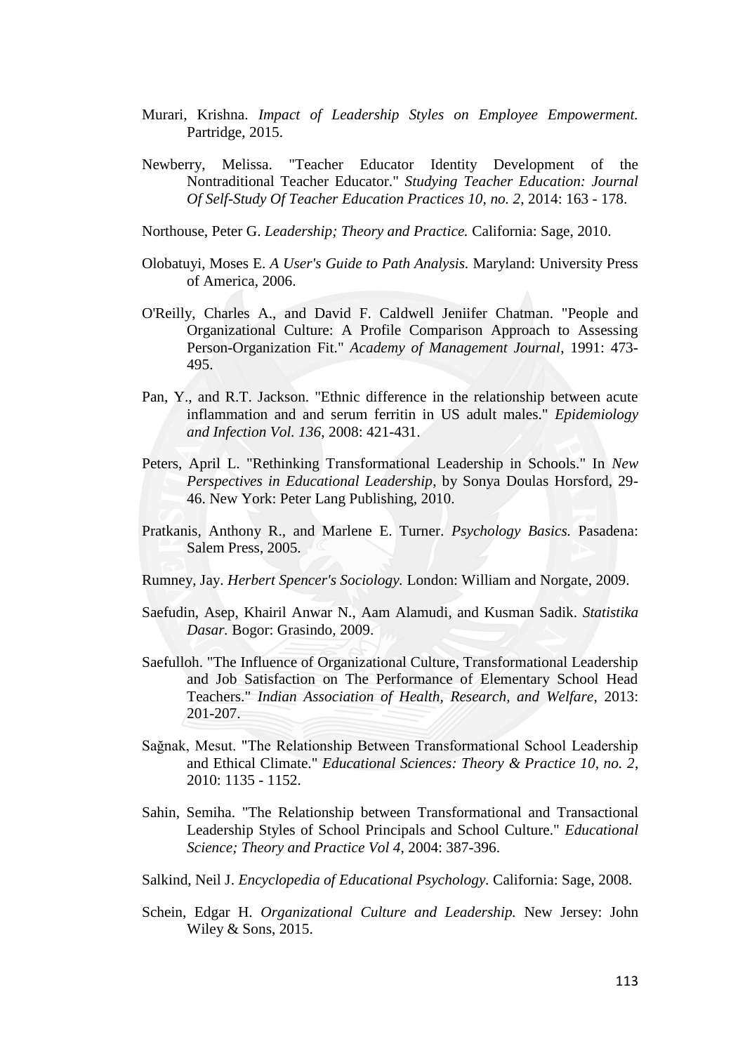Murari, Krishna. *Impact of Leadership Styles on Employee Empowerment.* Partridge, 2015.

Newberry, Melissa. "Teacher Educator Identity Development of the Nontraditional Teacher Educator." *Studying Teacher Education: Journal Of Self-Study Of Teacher Education Practices 10, no. 2*, 2014: 163 - 178.

Northouse, Peter G. *Leadership; Theory and Practice.* California: Sage, 2010.

Olobatuyi, Moses E. *A User's Guide to Path Analysis.* Maryland: University Press of America, 2006.

O'Reilly, Charles A., and David F. Caldwell Jeniifer Chatman. "People and Organizational Culture: A Profile Comparison Approach to Assessing Person-Organization Fit." *Academy of Management Journal*, 1991: 473-495.

Pan, Y., and R.T. Jackson. "Ethnic difference in the relationship between acute inflammation and and serum ferritin in US adult males." *Epidemiology and Infection Vol. 136*, 2008: 421-431.

Peters, April L. "Rethinking Transformational Leadership in Schools." In *New Perspectives in Educational Leadership*, by Sonya Doulas Horsford, 29-46. New York: Peter Lang Publishing, 2010.

Pratkanis, Anthony R., and Marlene E. Turner. *Psychology Basics.* Pasadena: Salem Press, 2005.

Rumney, Jay. *Herbert Spencer's Sociology.* London: William and Norgate, 2009.

Saefudin, Asep, Khairil Anwar N., Aam Alamudi, and Kusman Sadik. *Statistika Dasar.* Bogor: Grasindo, 2009.

Saefulloh. "The Influence of Organizational Culture, Transformational Leadership and Job Satisfaction on The Performance of Elementary School Head Teachers." *Indian Association of Health, Research, and Welfare*, 2013: 201-207.

Sağnak, Mesut. "The Relationship Between Transformational School Leadership and Ethical Climate." *Educational Sciences: Theory & Practice 10, no. 2*, 2010: 1135 - 1152.

Sahin, Semiha. "The Relationship between Transformational and Transactional Leadership Styles of School Principals and School Culture." *Educational Science; Theory and Practice Vol 4*, 2004: 387-396.

Salkind, Neil J. *Encyclopedia of Educational Psychology.* California: Sage, 2008.

Schein, Edgar H. *Organizational Culture and Leadership.* New Jersey: John Wiley & Sons, 2015.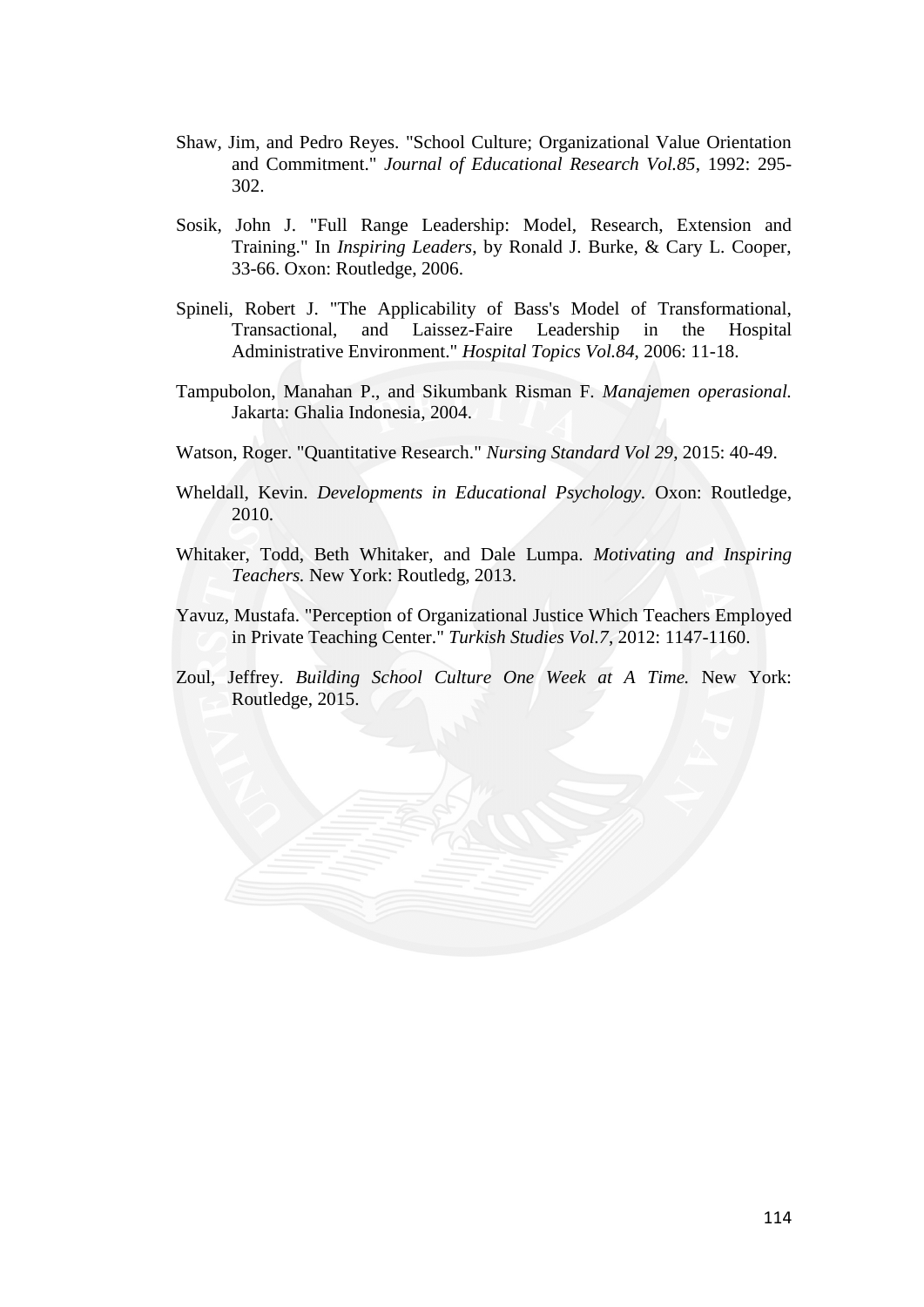Shaw, Jim, and Pedro Reyes. "School Culture; Organizational Value Orientation and Commitment." *Journal of Educational Research Vol.85*, 1992: 295-302.

Sosik, John J. "Full Range Leadership: Model, Research, Extension and Training." In *Inspiring Leaders*, by Ronald J. Burke, & Cary L. Cooper, 33-66. Oxon: Routledge, 2006.

Spineli, Robert J. "The Applicability of Bass's Model of Transformational, Transactional, and Laissez-Faire Leadership in the Hospital Administrative Environment." *Hospital Topics Vol.84*, 2006: 11-18.

Tampubolon, Manahan P., and Sikumbank Risman F. *Manajemen operasional.* Jakarta: Ghalia Indonesia, 2004.

Watson, Roger. "Quantitative Research." *Nursing Standard Vol 29*, 2015: 40-49.

Wheldall, Kevin. *Developments in Educational Psychology*. Oxon: Routledge, 2010.

Whitaker, Todd, Beth Whitaker, and Dale Lumpa. *Motivating and Inspiring Teachers.* New York: Routledg, 2013.

Yavuz, Mustafa. "Perception of Organizational Justice Which Teachers Employed in Private Teaching Center." *Turkish Studies Vol.7*, 2012: 1147-1160.

Zoul, Jeffrey. *Building School Culture One Week at A Time.* New York: Routledge, 2015.